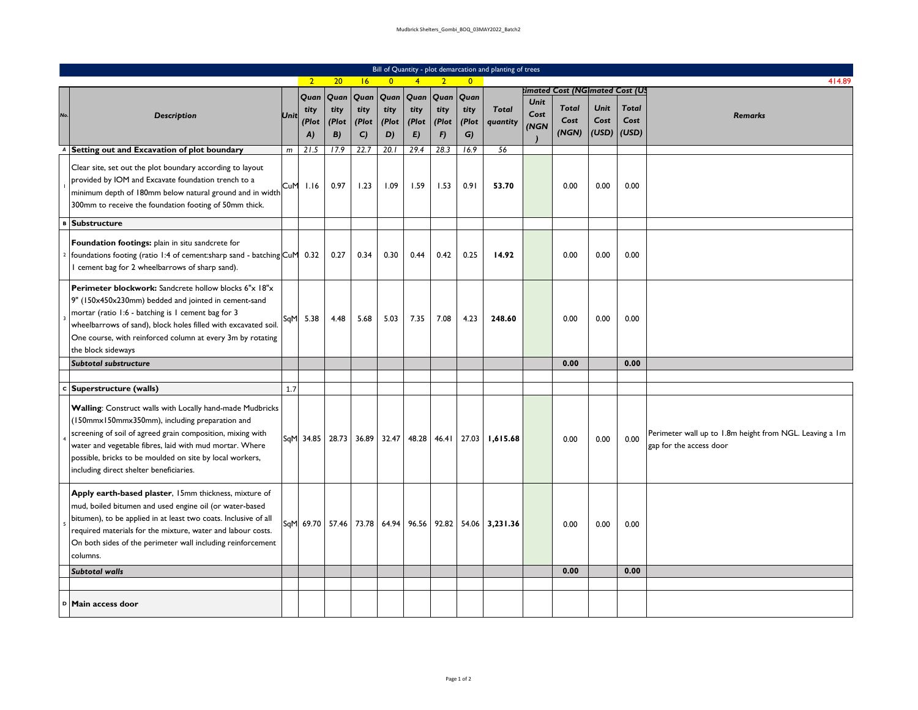## Bill of Quantity - plot demarcation and planting of trees

| No. | Description | Unit | Quantity (Plot A) | Quantity (Plot B) | Quantity (Plot C) | Quantity (Plot D) | Quantity (Plot E) | Quantity (Plot F) | Quantity (Plot G) | Total quantity | Estimated Cost (NGN) Unit Cost (NGN) | Total Cost (NGN) | Estimated Cost (USD) Unit Cost (USD) | Total Cost (USD) | Remarks |
|---|---|---|---|---|---|---|---|---|---|---|---|---|---|---|---|
| | | | 2 | 20 | 16 | 0 | 4 | 2 | 0 | | | | | | 414.89 |
| A | **Setting out and Excavation of plot boundary** | m | 21.5 | 17.9 | 22.7 | 20.1 | 29.4 | 28.3 | 16.9 | 56 | | | | | |
| 1 | Clear site, set out the plot boundary according to layout provided by IOM and Excavate foundation trench to a minimum depth of 180mm below natural ground and in width 300mm to receive the foundation footing of 50mm thick. | CuM | 1.16 | 0.97 | 1.23 | 1.09 | 1.59 | 1.53 | 0.91 | **53.70** | | 0.00 | 0.00 | 0.00 | |
| B | **Substructure** | | | | | | | | | | | | | | |
| 2 | **Foundation footings:** plain in situ sandcrete for foundations footing (ratio 1:4 of cement:sharp sand - batching 1 cement bag for 2 wheelbarrows of sharp sand). | CuM | 0.32 | 0.27 | 0.34 | 0.30 | 0.44 | 0.42 | 0.25 | **14.92** | | 0.00 | 0.00 | 0.00 | |
| 3 | **Perimeter blockwork:** Sandcrete hollow blocks 6"x 18"x 9" (150x450x230mm) bedded and jointed in cement-sand mortar (ratio 1:6 - batching is 1 cement bag for 3 wheelbarrows of sand), block holes filled with excavated soil. One course, with reinforced column at every 3m by rotating the block sideways | SqM | 5.38 | 4.48 | 5.68 | 5.03 | 7.35 | 7.08 | 4.23 | **248.60** | | 0.00 | 0.00 | 0.00 | |
| | ***Subtotal substructure*** | | | | | | | | | | | **0.00** | | **0.00** | |
| | | | | | | | | | | | | | | | |
| C | **Superstructure (walls)** | 1.7 | | | | | | | | | | | | | |
| 4 | **Walling**: Construct walls with Locally hand-made Mudbricks (150mmx150mmx350mm), including preparation and screening of soil of agreed grain composition, mixing with water and vegetable fibres, laid with mud mortar. Where possible, bricks to be moulded on site by local workers, including direct shelter beneficiaries. | SqM | 34.85 | 28.73 | 36.89 | 32.47 | 48.28 | 46.41 | 27.03 | **1,615.68** | | 0.00 | 0.00 | 0.00 | Perimeter wall up to 1.8m height from NGL. Leaving a 1m gap for the access door |
| 5 | **Apply earth-based plaster**, 15mm thickness, mixture of mud, boiled bitumen and used engine oil (or water-based bitumen), to be applied in at least two coats. Inclusive of all required materials for the mixture, water and labour costs. On both sides of the perimeter wall including reinforcement columns. | SqM | 69.70 | 57.46 | 73.78 | 64.94 | 96.56 | 92.82 | 54.06 | **3,231.36** | | 0.00 | 0.00 | 0.00 | |
| | ***Subtotal walls*** | | | | | | | | | | | **0.00** | | **0.00** | |
| | | | | | | | | | | | | | | | |
| D | **Main access door** | | | | | | | | | | | | | | |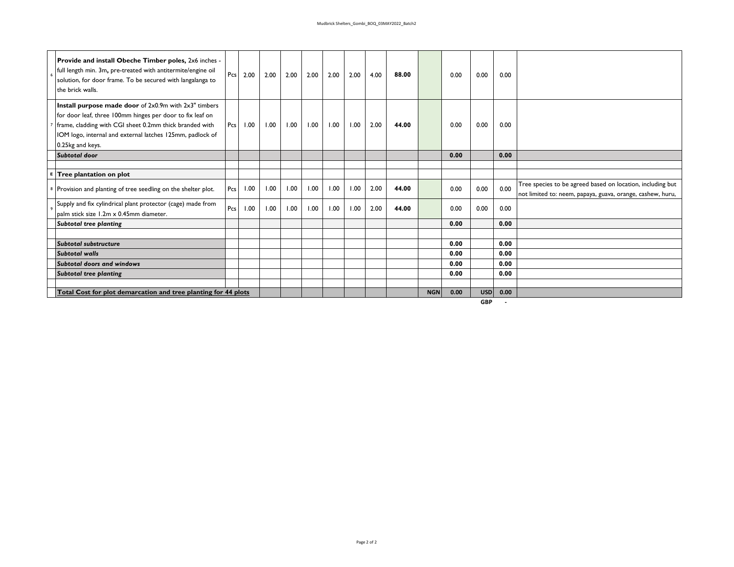| | | | | | | | | | | | | | | | |
|---|---|---|---|---|---|---|---|---|---|---|---|---|---|---|---|
| 6 | **Provide and install Obeche Timber poles,** 2x6 inches - full length min. 3m**,** pre-treated with antitermite/engine oil solution, for door frame. To be secured with langalanga to the brick walls. | Pcs | 2.00 | 2.00 | 2.00 | 2.00 | 2.00 | 2.00 | 4.00 | **88.00** | | 0.00 | 0.00 | 0.00 | |
| 7 | **Install purpose made door** of 2x0.9m with 2x3" timbers for door leaf, three 100mm hinges per door to fix leaf on frame, cladding with CGI sheet 0.2mm thick branded with IOM logo, internal and external latches 125mm, padlock of 0.25kg and keys. | Pcs | 1.00 | 1.00 | 1.00 | 1.00 | 1.00 | 1.00 | 2.00 | **44.00** | | 0.00 | 0.00 | 0.00 | |
| | ***Subtotal door*** | | | | | | | | | | | **0.00** | | **0.00** | |
| | | | | | | | | | | | | | | | |
| E | **Tree plantation on plot** | | | | | | | | | | | | | | |
| 8 | Provision and planting of tree seedling on the shelter plot. | Pcs | 1.00 | 1.00 | 1.00 | 1.00 | 1.00 | 1.00 | 2.00 | **44.00** | | 0.00 | 0.00 | 0.00 | Tree species to be agreed based on location, including but not limited to: neem, papaya, guava, orange, cashew, huru, |
| 9 | Supply and fix cylindrical plant protector (cage) made from palm stick size 1.2m x 0.45mm diameter. | Pcs | 1.00 | 1.00 | 1.00 | 1.00 | 1.00 | 1.00 | 2.00 | **44.00** | | 0.00 | 0.00 | 0.00 | |
| | ***Subtotal tree planting*** | | | | | | | | | | | **0.00** | | **0.00** | |
| | | | | | | | | | | | | | | | |
| | ***Subtotal substructure*** | | | | | | | | | | | **0.00** | | **0.00** | |
| | ***Subtotal walls*** | | | | | | | | | | | **0.00** | | **0.00** | |
| | ***Subtotal doors and windows*** | | | | | | | | | | | **0.00** | | **0.00** | |
| | ***Subtotal tree planting*** | | | | | | | | | | | **0.00** | | **0.00** | |
| | | | | | | | | | | | | | | | |
| | **Total Cost for plot demarcation and tree planting for 44 plots** | | | | | | | | | | **NGN** | **0.00** | **USD** | **0.00** | |
| | | | | | | | | | | | | | **GBP** | - | |